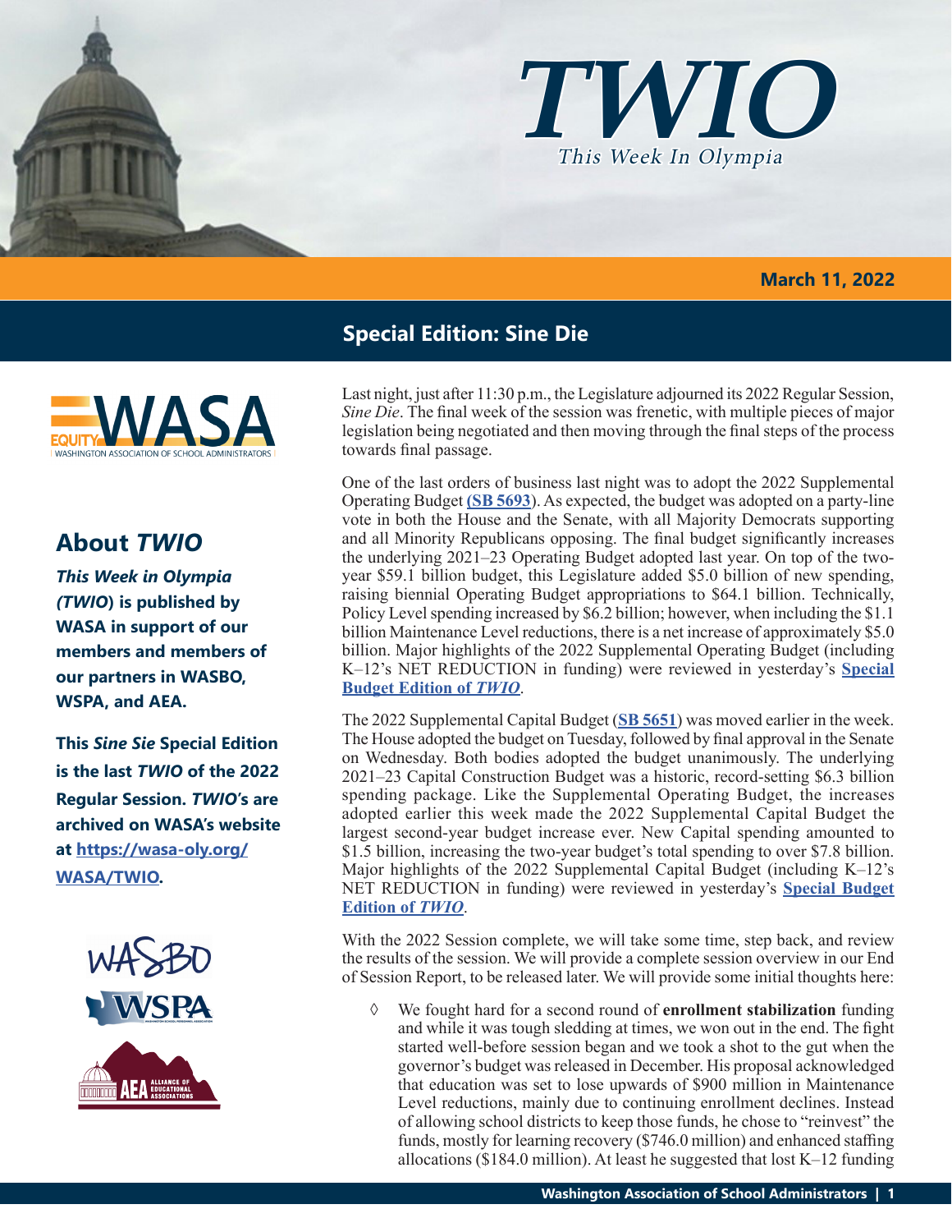# TWIO

*This Week In Olympia*

**March 11, 2022**

## Special Edition: Sine Die

## About *TWIO*

***This Week in Olympia (TWIO)* is published by WASA in support of our members and members of our partners in WASBO, WSPA, and AEA.**

**This *Sine Sie* Special Edition is the last *TWIO* of the 2022 Regular Session. *TWIO*'s are archived on WASA's website at [https://wasa-oly.org/WASA/TWIO](https://wasa-oly.org/WASA/TWIO).**

Last night, just after 11:30 p.m., the Legislature adjourned its 2022 Regular Session, *Sine Die*. The final week of the session was frenetic, with multiple pieces of major legislation being negotiated and then moving through the final steps of the process towards final passage.

One of the last orders of business last night was to adopt the 2022 Supplemental Operating Budget (**SB 5693**). As expected, the budget was adopted on a party-line vote in both the House and the Senate, with all Majority Democrats supporting and all Minority Republicans opposing. The final budget significantly increases the underlying 2021–23 Operating Budget adopted last year. On top of the two-year $59.1 billion budget, this Legislature added $5.0 billion of new spending, raising biennial Operating Budget appropriations to $64.1 billion. Technically, Policy Level spending increased by $6.2 billion; however, when including the $1.1 billion Maintenance Level reductions, there is a net increase of approximately $5.0 billion. Major highlights of the 2022 Supplemental Operating Budget (including K–12's NET REDUCTION in funding) were reviewed in yesterday's **Special Budget Edition of *TWIO***.

The 2022 Supplemental Capital Budget (**SB 5651**) was moved earlier in the week. The House adopted the budget on Tuesday, followed by final approval in the Senate on Wednesday. Both bodies adopted the budget unanimously. The underlying 2021–23 Capital Construction Budget was a historic, record-setting $6.3 billion spending package. Like the Supplemental Operating Budget, the increases adopted earlier this week made the 2022 Supplemental Capital Budget the largest second-year budget increase ever. New Capital spending amounted to $1.5 billion, increasing the two-year budget's total spending to over $7.8 billion. Major highlights of the 2022 Supplemental Capital Budget (including K–12's NET REDUCTION in funding) were reviewed in yesterday's **Special Budget Edition of *TWIO***.

With the 2022 Session complete, we will take some time, step back, and review the results of the session. We will provide a complete session overview in our End of Session Report, to be released later. We will provide some initial thoughts here:

◊ We fought hard for a second round of **enrollment stabilization** funding and while it was tough sledding at times, we won out in the end. The fight started well-before session began and we took a shot to the gut when the governor's budget was released in December. His proposal acknowledged that education was set to lose upwards of $900 million in Maintenance Level reductions, mainly due to continuing enrollment declines. Instead of allowing school districts to keep those funds, he chose to "reinvest" the funds, mostly for learning recovery ($746.0 million) and enhanced staffing allocations ($184.0 million). At least he suggested that lost K–12 funding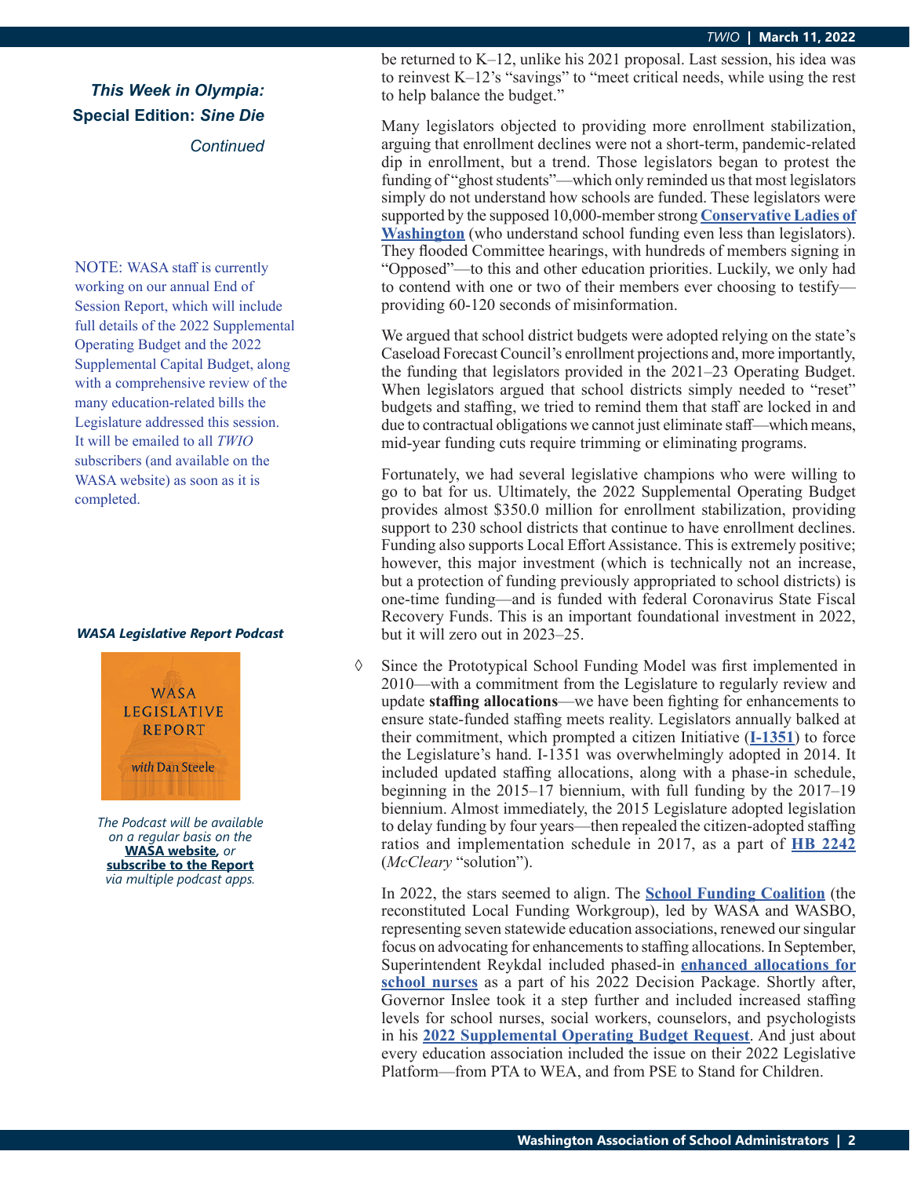*This Week in Olympia:*
**Special Edition: *Sine Die***
*Continued*

NOTE: WASA staff is currently working on our annual End of Session Report, which will include full details of the 2022 Supplemental Operating Budget and the 2022 Supplemental Capital Budget, along with a comprehensive review of the many education-related bills the Legislature addressed this session. It will be emailed to all *TWIO* subscribers (and available on the WASA website) as soon as it is completed.

***WASA Legislative Report Podcast***

WASA LEGISLATIVE REPORT *with* Dan Steele

*The Podcast will be available on a regular basis on the* **WASA website**, *or* **subscribe to the Report** *via multiple podcast apps.*

be returned to K–12, unlike his 2021 proposal. Last session, his idea was to reinvest K–12's "savings" to "meet critical needs, while using the rest to help balance the budget."

Many legislators objected to providing more enrollment stabilization, arguing that enrollment declines were not a short-term, pandemic-related dip in enrollment, but a trend. Those legislators began to protest the funding of "ghost students"—which only reminded us that most legislators simply do not understand how schools are funded. These legislators were supported by the supposed 10,000-member strong **Conservative Ladies of Washington** (who understand school funding even less than legislators). They flooded Committee hearings, with hundreds of members signing in "Opposed"—to this and other education priorities. Luckily, we only had to contend with one or two of their members ever choosing to testify—providing 60-120 seconds of misinformation.

We argued that school district budgets were adopted relying on the state's Caseload Forecast Council's enrollment projections and, more importantly, the funding that legislators provided in the 2021–23 Operating Budget. When legislators argued that school districts simply needed to "reset" budgets and staffing, we tried to remind them that staff are locked in and due to contractual obligations we cannot just eliminate staff—which means, mid-year funding cuts require trimming or eliminating programs.

Fortunately, we had several legislative champions who were willing to go to bat for us. Ultimately, the 2022 Supplemental Operating Budget provides almost $350.0 million for enrollment stabilization, providing support to 230 school districts that continue to have enrollment declines. Funding also supports Local Effort Assistance. This is extremely positive; however, this major investment (which is technically not an increase, but a protection of funding previously appropriated to school districts) is one-time funding—and is funded with federal Coronavirus State Fiscal Recovery Funds. This is an important foundational investment in 2022, but it will zero out in 2023–25.

◊ Since the Prototypical School Funding Model was first implemented in 2010—with a commitment from the Legislature to regularly review and update **staffing allocations**—we have been fighting for enhancements to ensure state-funded staffing meets reality. Legislators annually balked at their commitment, which prompted a citizen Initiative (**I-1351**) to force the Legislature's hand. I-1351 was overwhelmingly adopted in 2014. It included updated staffing allocations, along with a phase-in schedule, beginning in the 2015–17 biennium, with full funding by the 2017–19 biennium. Almost immediately, the 2015 Legislature adopted legislation to delay funding by four years—then repealed the citizen-adopted staffing ratios and implementation schedule in 2017, as a part of **HB 2242** (*McCleary* "solution").

In 2022, the stars seemed to align. The **School Funding Coalition** (the reconstituted Local Funding Workgroup), led by WASA and WASBO, representing seven statewide education associations, renewed our singular focus on advocating for enhancements to staffing allocations. In September, Superintendent Reykdal included phased-in **enhanced allocations for school nurses** as a part of his 2022 Decision Package. Shortly after, Governor Inslee took it a step further and included increased staffing levels for school nurses, social workers, counselors, and psychologists in his **2022 Supplemental Operating Budget Request**. And just about every education association included the issue on their 2022 Legislative Platform—from PTA to WEA, and from PSE to Stand for Children.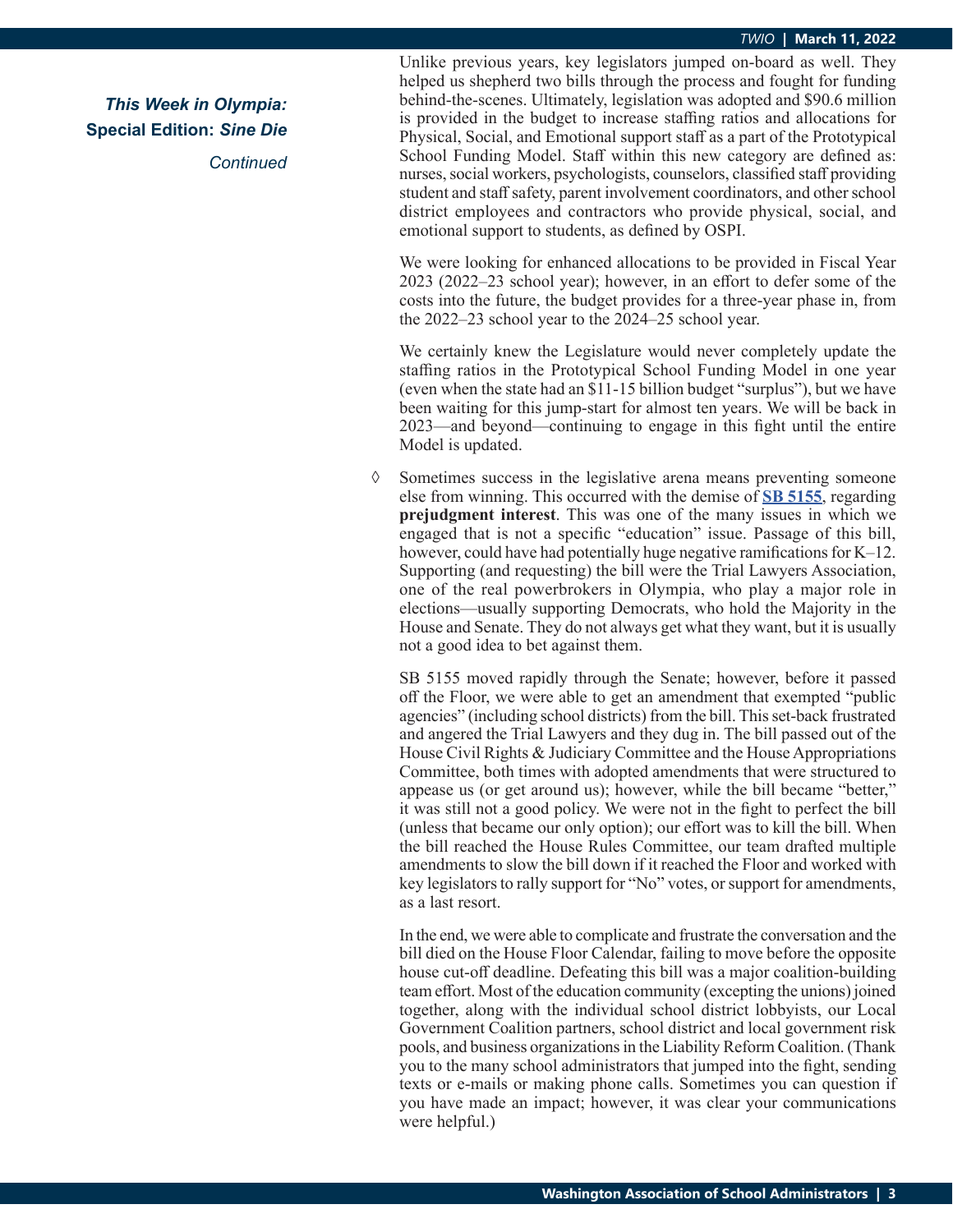*This Week in Olympia:*
**Special Edition: *Sine Die***
*Continued*

Unlike previous years, key legislators jumped on-board as well. They helped us shepherd two bills through the process and fought for funding behind-the-scenes. Ultimately, legislation was adopted and $90.6 million is provided in the budget to increase staffing ratios and allocations for Physical, Social, and Emotional support staff as a part of the Prototypical School Funding Model. Staff within this new category are defined as: nurses, social workers, psychologists, counselors, classified staff providing student and staff safety, parent involvement coordinators, and other school district employees and contractors who provide physical, social, and emotional support to students, as defined by OSPI.

We were looking for enhanced allocations to be provided in Fiscal Year 2023 (2022–23 school year); however, in an effort to defer some of the costs into the future, the budget provides for a three-year phase in, from the 2022–23 school year to the 2024–25 school year.

We certainly knew the Legislature would never completely update the staffing ratios in the Prototypical School Funding Model in one year (even when the state had an $11-15 billion budget "surplus"), but we have been waiting for this jump-start for almost ten years. We will be back in 2023—and beyond—continuing to engage in this fight until the entire Model is updated.

◊ Sometimes success in the legislative arena means preventing someone else from winning. This occurred with the demise of **SB 5155**, regarding **prejudgment interest**. This was one of the many issues in which we engaged that is not a specific "education" issue. Passage of this bill, however, could have had potentially huge negative ramifications for K–12. Supporting (and requesting) the bill were the Trial Lawyers Association, one of the real powerbrokers in Olympia, who play a major role in elections—usually supporting Democrats, who hold the Majority in the House and Senate. They do not always get what they want, but it is usually not a good idea to bet against them.

SB 5155 moved rapidly through the Senate; however, before it passed off the Floor, we were able to get an amendment that exempted "public agencies" (including school districts) from the bill. This set-back frustrated and angered the Trial Lawyers and they dug in. The bill passed out of the House Civil Rights & Judiciary Committee and the House Appropriations Committee, both times with adopted amendments that were structured to appease us (or get around us); however, while the bill became "better," it was still not a good policy. We were not in the fight to perfect the bill (unless that became our only option); our effort was to kill the bill. When the bill reached the House Rules Committee, our team drafted multiple amendments to slow the bill down if it reached the Floor and worked with key legislators to rally support for "No" votes, or support for amendments, as a last resort.

In the end, we were able to complicate and frustrate the conversation and the bill died on the House Floor Calendar, failing to move before the opposite house cut-off deadline. Defeating this bill was a major coalition-building team effort. Most of the education community (excepting the unions) joined together, along with the individual school district lobbyists, our Local Government Coalition partners, school district and local government risk pools, and business organizations in the Liability Reform Coalition. (Thank you to the many school administrators that jumped into the fight, sending texts or e-mails or making phone calls. Sometimes you can question if you have made an impact; however, it was clear your communications were helpful.)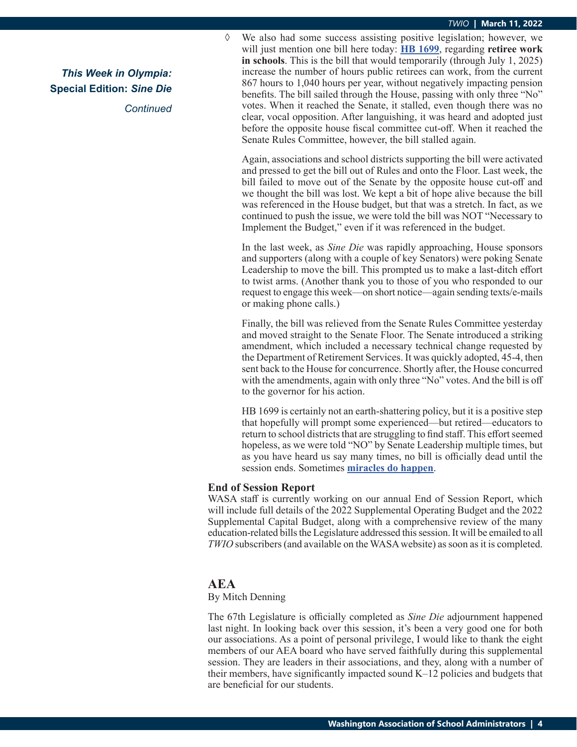*This Week in Olympia:* **Special Edition: *Sine Die***

*Continued*

◊ We also had some success assisting positive legislation; however, we will just mention one bill here today: **HB 1699**, regarding **retiree work in schools**. This is the bill that would temporarily (through July 1, 2025) increase the number of hours public retirees can work, from the current 867 hours to 1,040 hours per year, without negatively impacting pension benefits. The bill sailed through the House, passing with only three "No" votes. When it reached the Senate, it stalled, even though there was no clear, vocal opposition. After languishing, it was heard and adopted just before the opposite house fiscal committee cut-off. When it reached the Senate Rules Committee, however, the bill stalled again.

Again, associations and school districts supporting the bill were activated and pressed to get the bill out of Rules and onto the Floor. Last week, the bill failed to move out of the Senate by the opposite house cut-off and we thought the bill was lost. We kept a bit of hope alive because the bill was referenced in the House budget, but that was a stretch. In fact, as we continued to push the issue, we were told the bill was NOT "Necessary to Implement the Budget," even if it was referenced in the budget.

In the last week, as *Sine Die* was rapidly approaching, House sponsors and supporters (along with a couple of key Senators) were poking Senate Leadership to move the bill. This prompted us to make a last-ditch effort to twist arms. (Another thank you to those of you who responded to our request to engage this week—on short notice—again sending texts/e-mails or making phone calls.)

Finally, the bill was relieved from the Senate Rules Committee yesterday and moved straight to the Senate Floor. The Senate introduced a striking amendment, which included a necessary technical change requested by the Department of Retirement Services. It was quickly adopted, 45-4, then sent back to the House for concurrence. Shortly after, the House concurred with the amendments, again with only three "No" votes. And the bill is off to the governor for his action.

HB 1699 is certainly not an earth-shattering policy, but it is a positive step that hopefully will prompt some experienced—but retired—educators to return to school districts that are struggling to find staff. This effort seemed hopeless, as we were told "NO" by Senate Leadership multiple times, but as you have heard us say many times, no bill is officially dead until the session ends. Sometimes **miracles do happen**.

**End of Session Report**

WASA staff is currently working on our annual End of Session Report, which will include full details of the 2022 Supplemental Operating Budget and the 2022 Supplemental Capital Budget, along with a comprehensive review of the many education-related bills the Legislature addressed this session. It will be emailed to all *TWIO* subscribers (and available on the WASA website) as soon as it is completed.

## AEA

By Mitch Denning

The 67th Legislature is officially completed as *Sine Die* adjournment happened last night. In looking back over this session, it's been a very good one for both our associations. As a point of personal privilege, I would like to thank the eight members of our AEA board who have served faithfully during this supplemental session. They are leaders in their associations, and they, along with a number of their members, have significantly impacted sound K–12 policies and budgets that are beneficial for our students.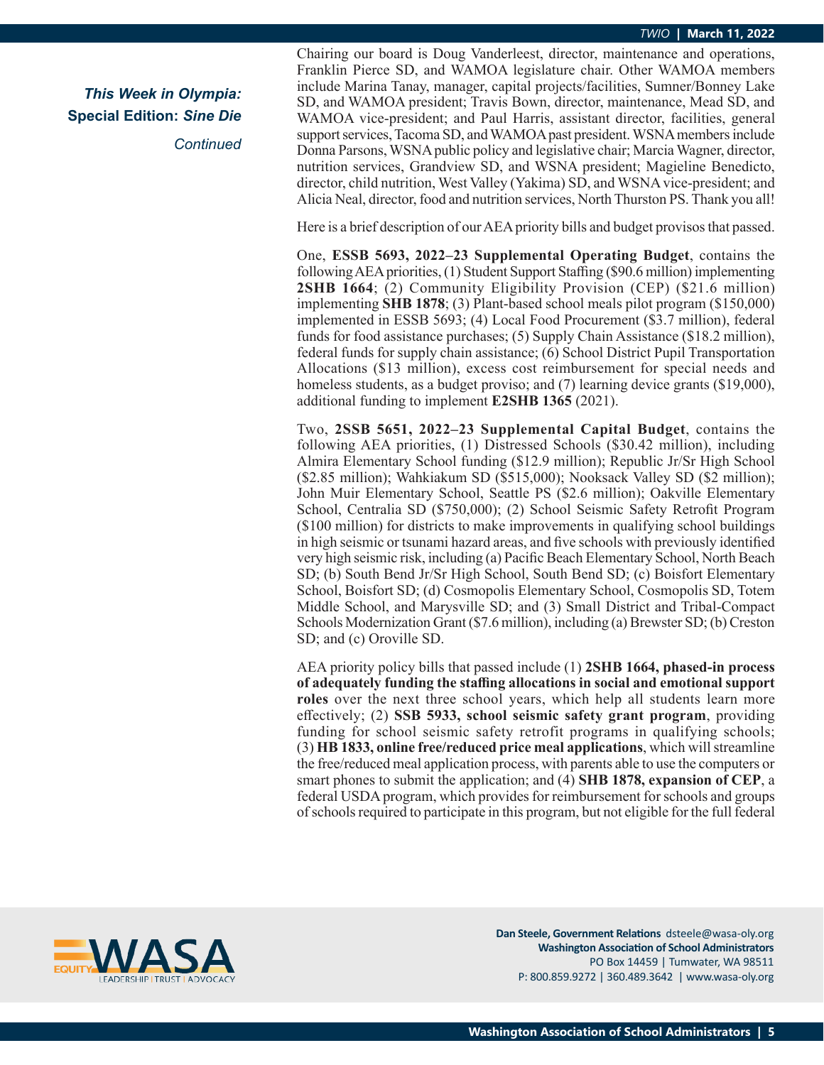***This Week in Olympia:***
**Special Edition: *Sine Die***
*Continued*

Chairing our board is Doug Vanderleest, director, maintenance and operations, Franklin Pierce SD, and WAMOA legislature chair. Other WAMOA members include Marina Tanay, manager, capital projects/facilities, Sumner/Bonney Lake SD, and WAMOA president; Travis Bown, director, maintenance, Mead SD, and WAMOA vice-president; and Paul Harris, assistant director, facilities, general support services, Tacoma SD, and WAMOA past president. WSNA members include Donna Parsons, WSNA public policy and legislative chair; Marcia Wagner, director, nutrition services, Grandview SD, and WSNA president; Magileine Benedicto, director, child nutrition, West Valley (Yakima) SD, and WSNA vice-president; and Alicia Neal, director, food and nutrition services, North Thurston PS. Thank you all!

Here is a brief description of our AEA priority bills and budget provisos that passed.

One, **ESSB 5693, 2022–23 Supplemental Operating Budget**, contains the following AEA priorities, (1) Student Support Staffing ($90.6 million) implementing **2SHB 1664**; (2) Community Eligibility Provision (CEP) ($21.6 million) implementing **SHB 1878**; (3) Plant-based school meals pilot program ($150,000) implemented in ESSB 5693; (4) Local Food Procurement ($3.7 million), federal funds for food assistance purchases; (5) Supply Chain Assistance ($18.2 million), federal funds for supply chain assistance; (6) School District Pupil Transportation Allocations ($13 million), excess cost reimbursement for special needs and homeless students, as a budget proviso; and (7) learning device grants ($19,000), additional funding to implement **E2SHB 1365** (2021).

Two, **2SSB 5651, 2022–23 Supplemental Capital Budget**, contains the following AEA priorities, (1) Distressed Schools ($30.42 million), including Almira Elementary School funding ($12.9 million); Republic Jr/Sr High School ($2.85 million); Wahkiakum SD ($515,000); Nooksack Valley SD ($2 million); John Muir Elementary School, Seattle PS ($2.6 million); Oakville Elementary School, Centralia SD ($750,000); (2) School Seismic Safety Retrofit Program ($100 million) for districts to make improvements in qualifying school buildings in high seismic or tsunami hazard areas, and five schools with previously identified very high seismic risk, including (a) Pacific Beach Elementary School, North Beach SD; (b) South Bend Jr/Sr High School, South Bend SD; (c) Boisfort Elementary School, Boisfort SD; (d) Cosmopolis Elementary School, Cosmopolis SD, Totem Middle School, and Marysville SD; and (3) Small District and Tribal-Compact Schools Modernization Grant ($7.6 million), including (a) Brewster SD; (b) Creston SD; and (c) Oroville SD.

AEA priority policy bills that passed include (1) **2SHB 1664, phased-in process of adequately funding the staffing allocations in social and emotional support roles** over the next three school years, which help all students learn more effectively; (2) **SSB 5933, school seismic safety grant program**, providing funding for school seismic safety retrofit programs in qualifying schools; (3) **HB 1833, online free/reduced price meal applications**, which will streamline the free/reduced meal application process, with parents able to use the computers or smart phones to submit the application; and (4) **SHB 1878, expansion of CEP**, a federal USDA program, which provides for reimbursement for schools and groups of schools required to participate in this program, but not eligible for the full federal

**Dan Steele, Government Relations** dsteele@wasa-oly.org
**Washington Association of School Administrators**
PO Box 14459 | Tumwater, WA 98511
P: 800.859.9272 | 360.489.3642 | www.wasa-oly.org